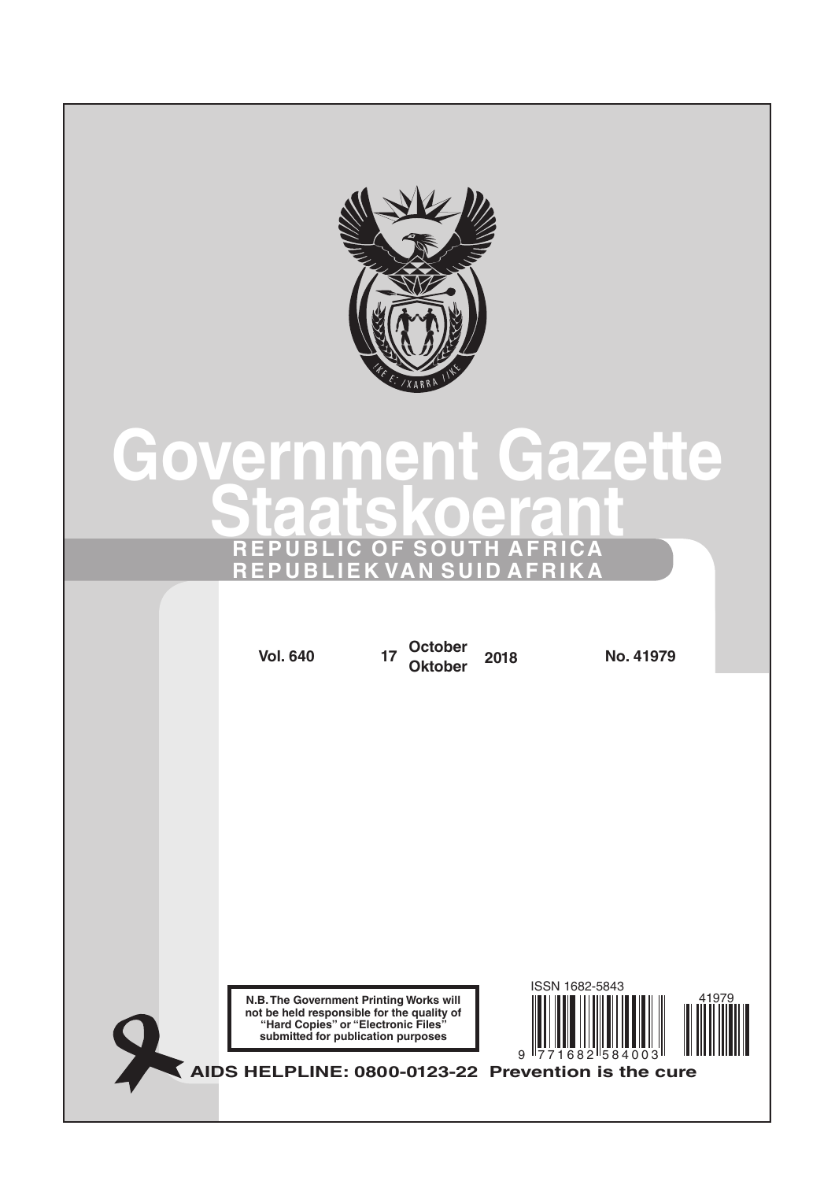# Government Gazette
# Staatskoerant

**REPUBLIC OF SOUTH AFRICA**
**REPUBLIEK VAN SUID AFRIKA**

**Vol. 640** | **17 October / Oktober 2018** | **No. 41979**

**N.B. The Government Printing Works will not be held responsible for the quality of "Hard Copies" or "Electronic Files" submitted for publication purposes**

ISSN 1682-5843

**AIDS HELPLINE: 0800-0123-22 Prevention is the cure**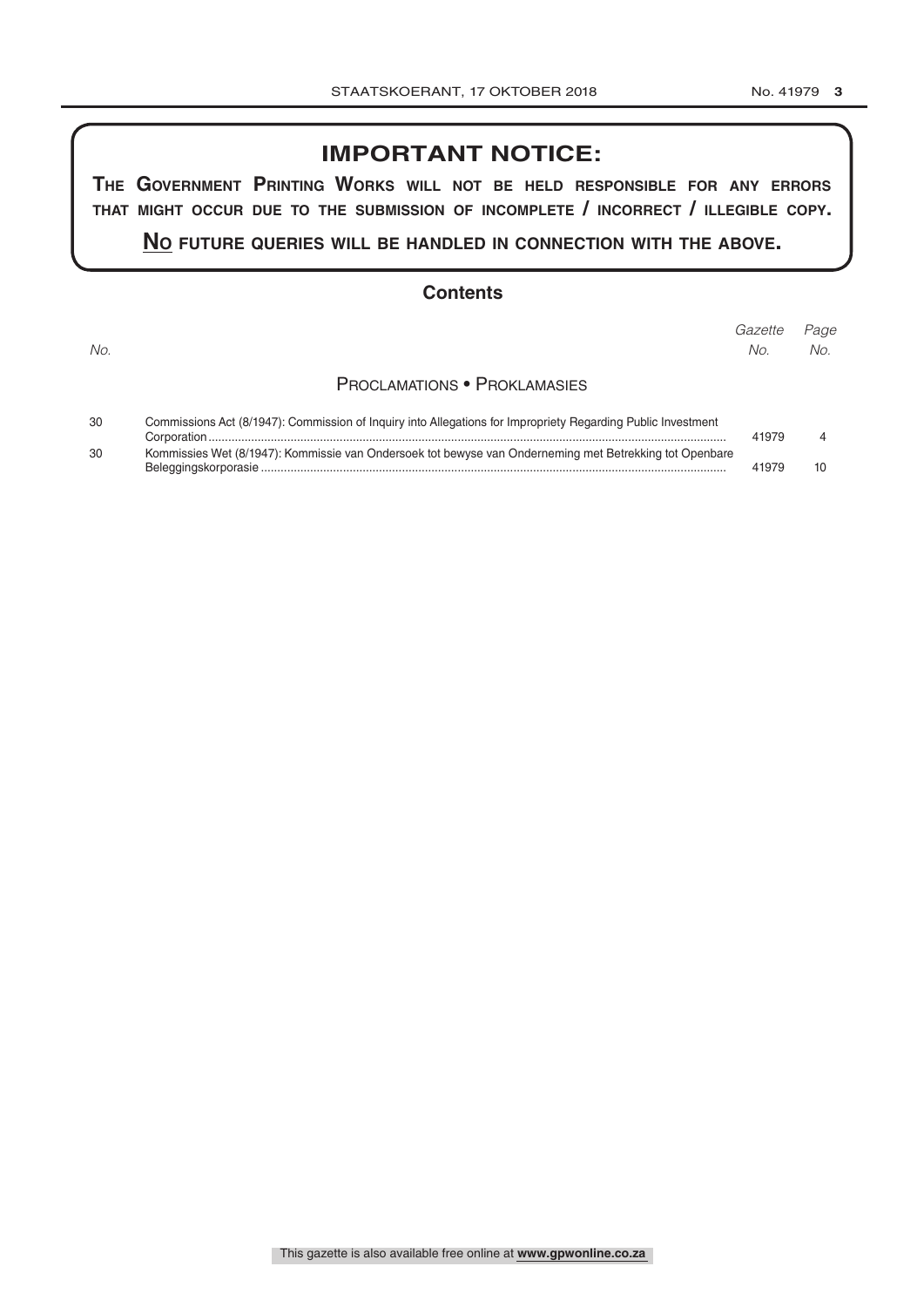# IMPORTANT NOTICE:

**THE GOVERNMENT PRINTING WORKS WILL NOT BE HELD RESPONSIBLE FOR ANY ERRORS THAT MIGHT OCCUR DUE TO THE SUBMISSION OF INCOMPLETE / INCORRECT / ILLEGIBLE COPY.**

**NO FUTURE QUERIES WILL BE HANDLED IN CONNECTION WITH THE ABOVE.**

## Contents

| *No.* | | *Gazette No.* | *Page No.* |
|---|---|---|---|
| | **PROCLAMATIONS • PROKLAMASIES** | | |
| 30 | Commissions Act (8/1947): Commission of Inquiry into Allegations for Impropriety Regarding Public Investment Corporation | 41979 | 4 |
| 30 | Kommissies Wet (8/1947): Kommissie van Ondersoek tot bewyse van Onderneming met Betrekking tot Openbare Beleggingskorporasie | 41979 | 10 |

This gazette is also available free online at **www.gpwonline.co.za**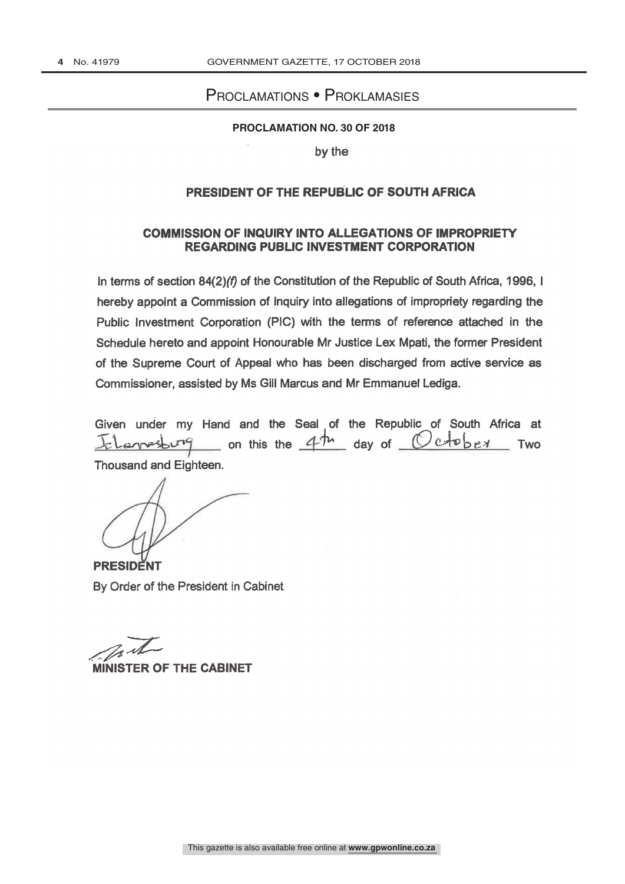# Proclamations • Proklamasies

**PROCLAMATION NO. 30 OF 2018**

by the

## PRESIDENT OF THE REPUBLIC OF SOUTH AFRICA

### COMMISSION OF INQUIRY INTO ALLEGATIONS OF IMPROPRIETY REGARDING PUBLIC INVESTMENT CORPORATION

In terms of section 84(2)*(f)* of the Constitution of the Republic of South Africa, 1996, I hereby appoint a Commission of Inquiry into allegations of impropriety regarding the Public Investment Corporation (PIC) with the terms of reference attached in the Schedule hereto and appoint Honourable Mr Justice Lex Mpati, the former President of the Supreme Court of Appeal who has been discharged from active service as Commissioner, assisted by Ms Gill Marcus and Mr Emmanuel Lediga.

Given under my Hand and the Seal of the Republic of South Africa at Johannesburg on this the 4th day of October Two Thousand and Eighteen.

**PRESIDENT**

By Order of the President in Cabinet

**MINISTER OF THE CABINET**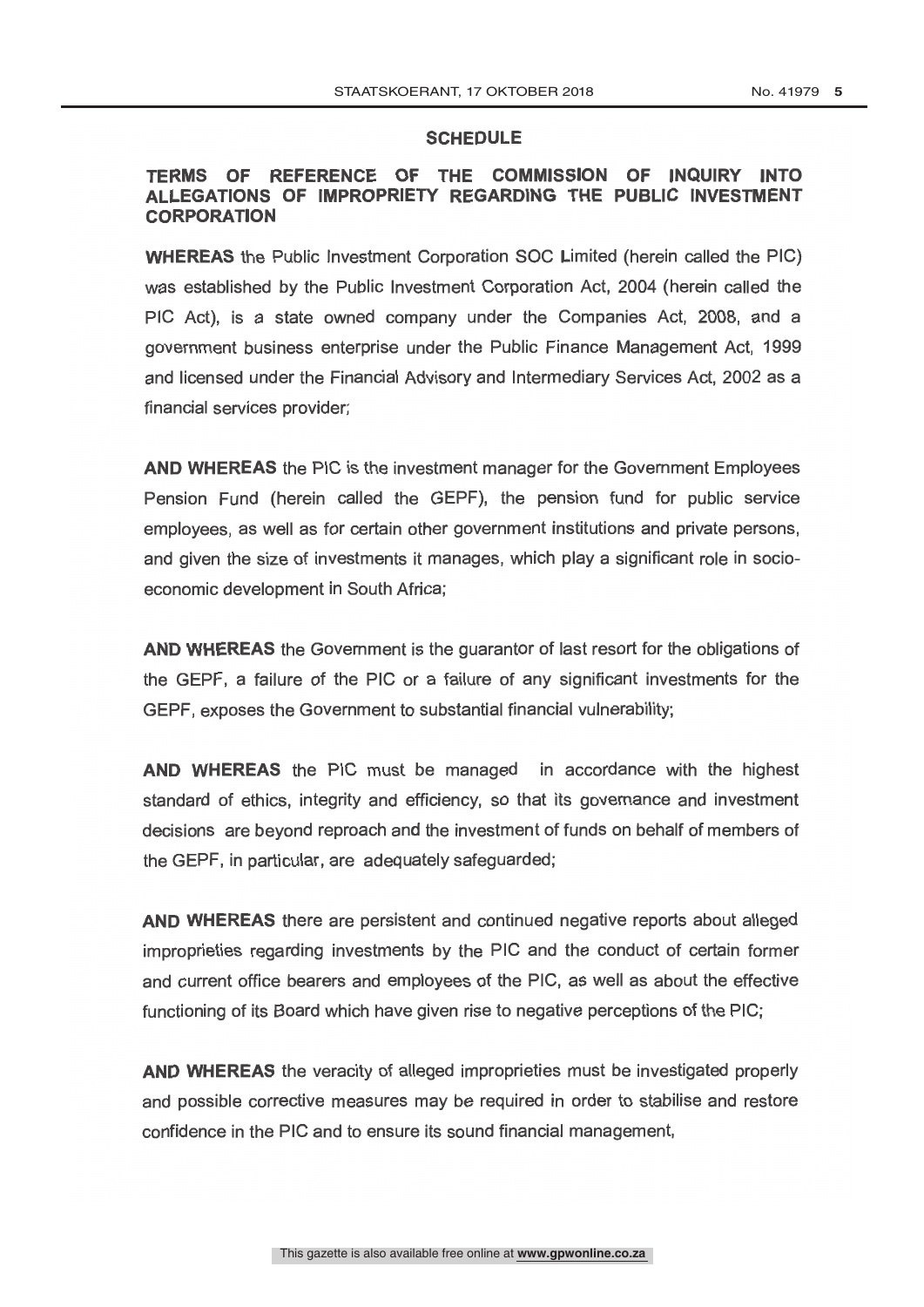## SCHEDULE

## TERMS OF REFERENCE OF THE COMMISSION OF INQUIRY INTO ALLEGATIONS OF IMPROPRIETY REGARDING THE PUBLIC INVESTMENT CORPORATION

**WHEREAS** the Public Investment Corporation SOC Limited (herein called the PIC) was established by the Public Investment Corporation Act, 2004 (herein called the PIC Act), is a state owned company under the Companies Act, 2008, and a government business enterprise under the Public Finance Management Act, 1999 and licensed under the Financial Advisory and Intermediary Services Act, 2002 as a financial services provider;

**AND WHEREAS** the PIC is the investment manager for the Government Employees Pension Fund (herein called the GEPF), the pension fund for public service employees, as well as for certain other government institutions and private persons, and given the size of investments it manages, which play a significant role in socio-economic development in South Africa;

**AND WHEREAS** the Government is the guarantor of last resort for the obligations of the GEPF, a failure of the PIC or a failure of any significant investments for the GEPF, exposes the Government to substantial financial vulnerability;

**AND WHEREAS** the PIC must be managed in accordance with the highest standard of ethics, integrity and efficiency, so that its governance and investment decisions are beyond reproach and the investment of funds on behalf of members of the GEPF, in particular, are adequately safeguarded;

**AND WHEREAS** there are persistent and continued negative reports about alleged improprieties regarding investments by the PIC and the conduct of certain former and current office bearers and employees of the PIC, as well as about the effective functioning of its Board which have given rise to negative perceptions of the PIC;

**AND WHEREAS** the veracity of alleged improprieties must be investigated properly and possible corrective measures may be required in order to stabilise and restore confidence in the PIC and to ensure its sound financial management,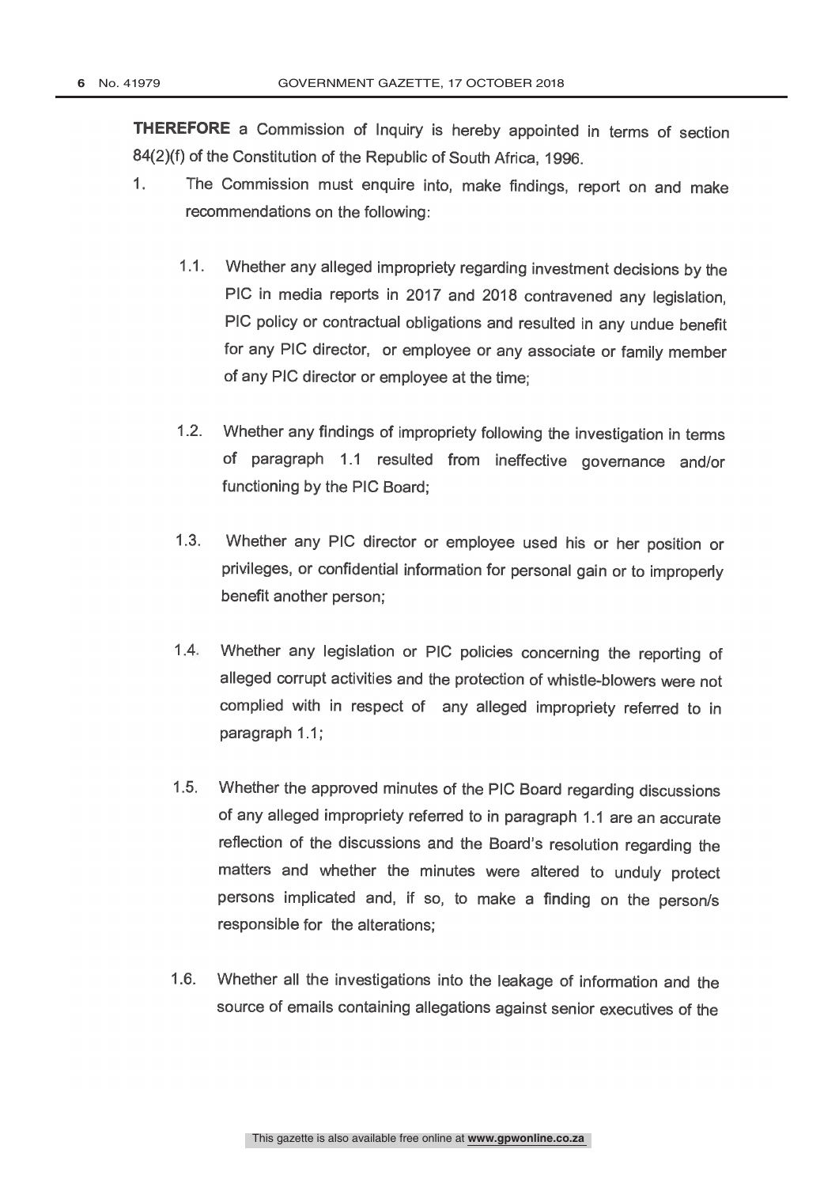**THEREFORE** a Commission of Inquiry is hereby appointed in terms of section 84(2)(f) of the Constitution of the Republic of South Africa, 1996.

1. The Commission must enquire into, make findings, report on and make recommendations on the following:

   1.1. Whether any alleged impropriety regarding investment decisions by the PIC in media reports in 2017 and 2018 contravened any legislation, PIC policy or contractual obligations and resulted in any undue benefit for any PIC director, or employee or any associate or family member of any PIC director or employee at the time;

   1.2. Whether any findings of impropriety following the investigation in terms of paragraph 1.1 resulted from ineffective governance and/or functioning by the PIC Board;

   1.3. Whether any PIC director or employee used his or her position or privileges, or confidential information for personal gain or to improperly benefit another person;

   1.4. Whether any legislation or PIC policies concerning the reporting of alleged corrupt activities and the protection of whistle-blowers were not complied with in respect of any alleged impropriety referred to in paragraph 1.1;

   1.5. Whether the approved minutes of the PIC Board regarding discussions of any alleged impropriety referred to in paragraph 1.1 are an accurate reflection of the discussions and the Board's resolution regarding the matters and whether the minutes were altered to unduly protect persons implicated and, if so, to make a finding on the person/s responsible for the alterations;

   1.6. Whether all the investigations into the leakage of information and the source of emails containing allegations against senior executives of the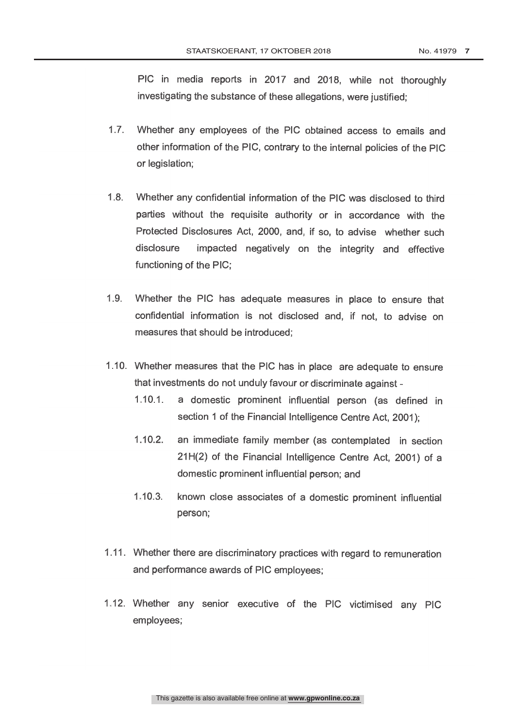PIC in media reports in 2017 and 2018, while not thoroughly investigating the substance of these allegations, were justified;

1.7. Whether any employees of the PIC obtained access to emails and other information of the PIC, contrary to the internal policies of the PIC or legislation;

1.8. Whether any confidential information of the PIC was disclosed to third parties without the requisite authority or in accordance with the Protected Disclosures Act, 2000, and, if so, to advise whether such disclosure impacted negatively on the integrity and effective functioning of the PIC;

1.9. Whether the PIC has adequate measures in place to ensure that confidential information is not disclosed and, if not, to advise on measures that should be introduced;

1.10. Whether measures that the PIC has in place are adequate to ensure that investments do not unduly favour or discriminate against -

   1.10.1. a domestic prominent influential person (as defined in section 1 of the Financial Intelligence Centre Act, 2001);

   1.10.2. an immediate family member (as contemplated in section 21H(2) of the Financial Intelligence Centre Act, 2001) of a domestic prominent influential person; and

   1.10.3. known close associates of a domestic prominent influential person;

1.11. Whether there are discriminatory practices with regard to remuneration and performance awards of PIC employees;

1.12. Whether any senior executive of the PIC victimised any PIC employees;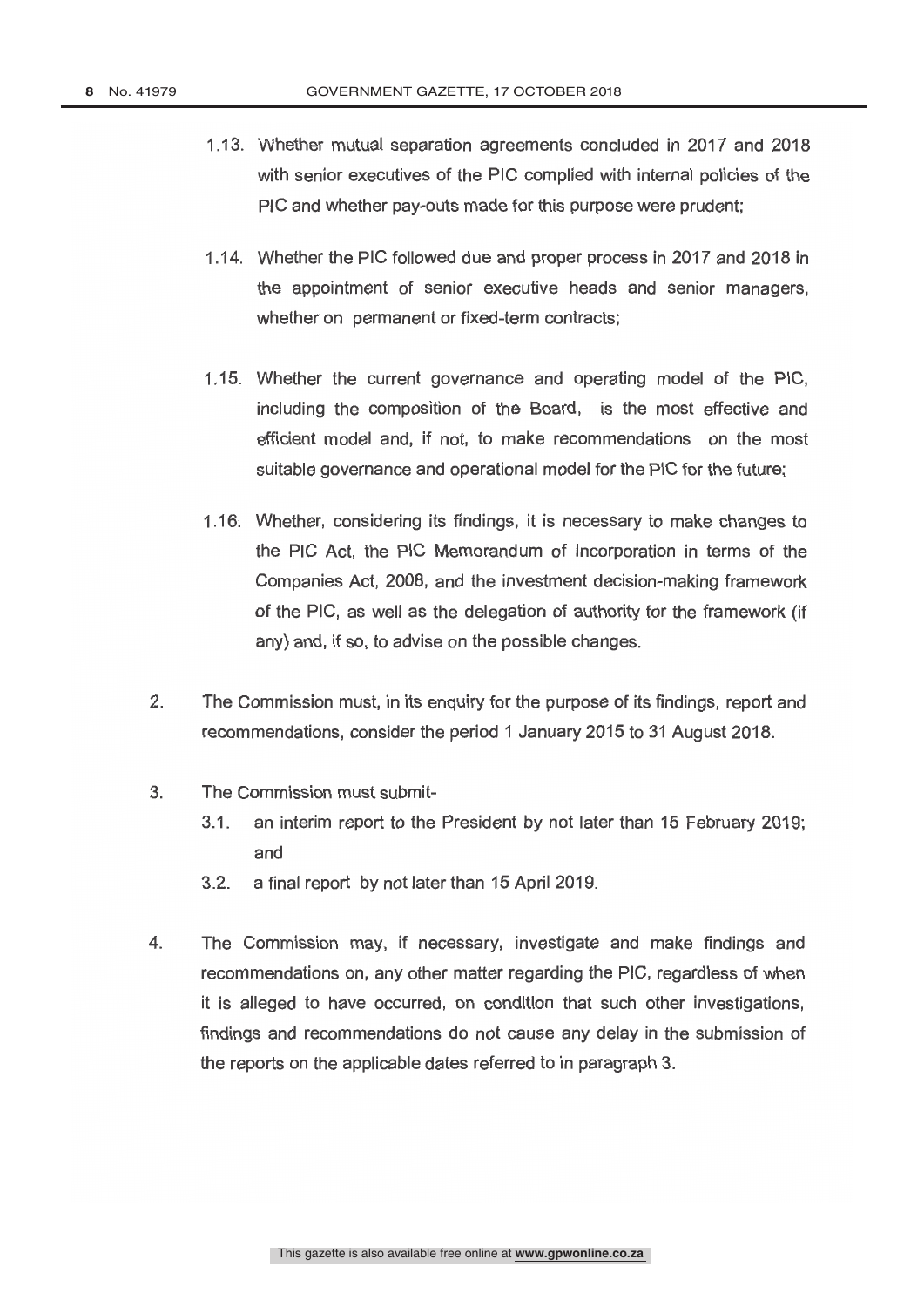1.13. Whether mutual separation agreements concluded in 2017 and 2018 with senior executives of the PIC complied with internal policies of the PIC and whether pay-outs made for this purpose were prudent;

1.14. Whether the PIC followed due and proper process in 2017 and 2018 in the appointment of senior executive heads and senior managers, whether on permanent or fixed-term contracts;

1.15. Whether the current governance and operating model of the PIC, including the composition of the Board, is the most effective and efficient model and, if not, to make recommendations on the most suitable governance and operational model for the PIC for the future;

1.16. Whether, considering its findings, it is necessary to make changes to the PIC Act, the PIC Memorandum of Incorporation in terms of the Companies Act, 2008, and the investment decision-making framework of the PIC, as well as the delegation of authority for the framework (if any) and, if so, to advise on the possible changes.

2. The Commission must, in its enquiry for the purpose of its findings, report and recommendations, consider the period 1 January 2015 to 31 August 2018.

3. The Commission must submit-

   3.1. an interim report to the President by not later than 15 February 2019; and

   3.2. a final report by not later than 15 April 2019.

4. The Commission may, if necessary, investigate and make findings and recommendations on, any other matter regarding the PIC, regardless of when it is alleged to have occurred, on condition that such other investigations, findings and recommendations do not cause any delay in the submission of the reports on the applicable dates referred to in paragraph 3.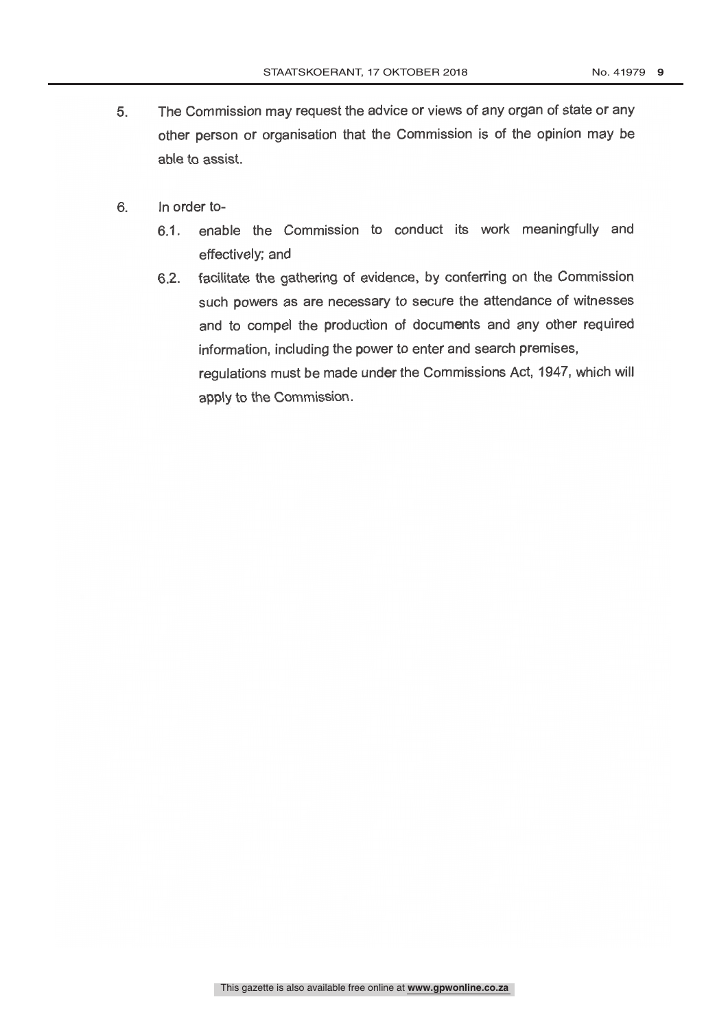5. The Commission may request the advice or views of any organ of state or any other person or organisation that the Commission is of the opinion may be able to assist.

6. In order to-

    6.1. enable the Commission to conduct its work meaningfully and effectively; and

    6.2. facilitate the gathering of evidence, by conferring on the Commission such powers as are necessary to secure the attendance of witnesses and to compel the production of documents and any other required information, including the power to enter and search premises,

    regulations must be made under the Commissions Act, 1947, which will apply to the Commission.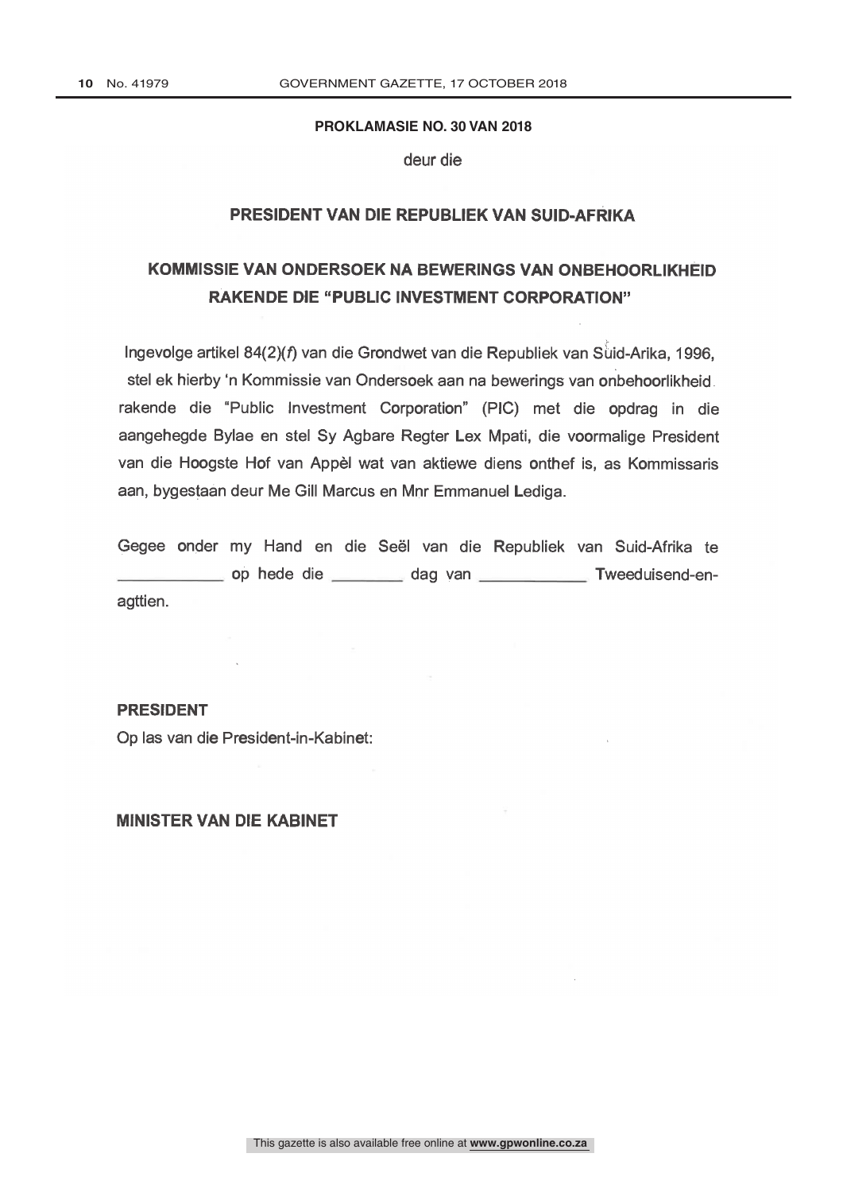**PROKLAMASIE NO. 30 VAN 2018**

deur die

## PRESIDENT VAN DIE REPUBLIEK VAN SUID-AFRIKA

## KOMMISSIE VAN ONDERSOEK NA BEWERINGS VAN ONBEHOORLIKHEID RAKENDE DIE "PUBLIC INVESTMENT CORPORATION"

Ingevolge artikel 84(2)(*f*) van die Grondwet van die Republiek van Suid-Arika, 1996, stel ek hierby 'n Kommissie van Ondersoek aan na bewerings van onbehoorlikheid rakende die "Public Investment Corporation" (PIC) met die opdrag in die aangehegde Bylae en stel Sy Agbare Regter Lex Mpati, die voormalige President van die Hoogste Hof van Appèl wat van aktiewe diens onthef is, as Kommissaris aan, bygestaan deur Me Gill Marcus en Mnr Emmanuel Lediga.

Gegee onder my Hand en die Seël van die Republiek van Suid-Afrika te ____________ op hede die ________ dag van ____________ Tweeduisend-en-agttien.

**PRESIDENT**

Op las van die President-in-Kabinet:

**MINISTER VAN DIE KABINET**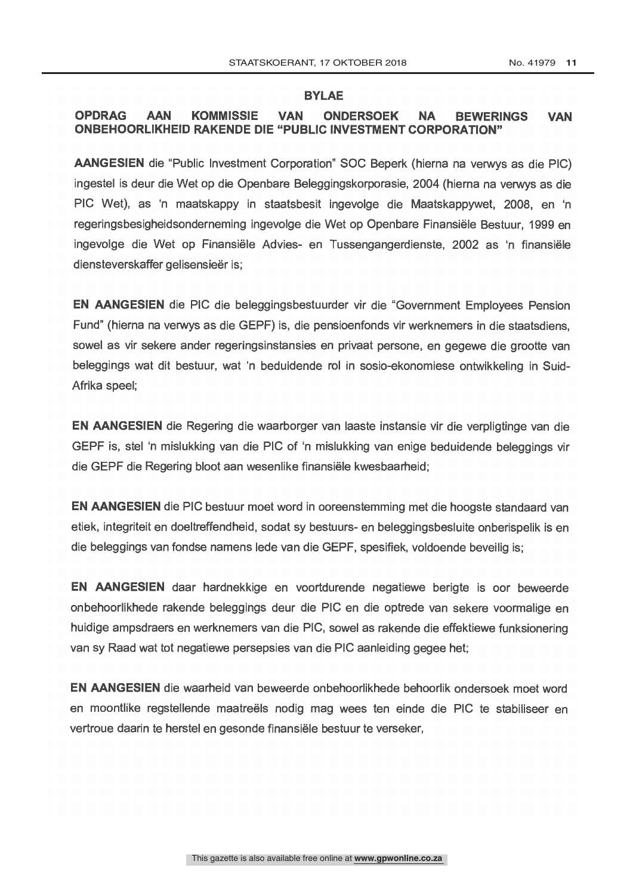## BYLAE

## OPDRAG AAN KOMMISSIE VAN ONDERSOEK NA BEWERINGS VAN ONBEHOORLIKHEID RAKENDE DIE "PUBLIC INVESTMENT CORPORATION"

**AANGESIEN** die "Public Investment Corporation" SOC Beperk (hierna na verwys as die PIC) ingestel is deur die Wet op die Openbare Beleggingskorporasie, 2004 (hierna na verwys as die PIC Wet), as 'n maatskappy in staatsbesit ingevolge die Maatskappywet, 2008, en 'n regeringsbesigheidsonderneming ingevolge die Wet op Openbare Finansiële Bestuur, 1999 en ingevolge die Wet op Finansiële Advies- en Tussengangerdienste, 2002 as 'n finansiële diensteverskaffer gelisensieër is;

**EN AANGESIEN** die PIC die beleggingsbestuurder vir die "Government Employees Pension Fund" (hierna na verwys as die GEPF) is, die pensioenfonds vir werknemers in die staatsdiens, sowel as vir sekere ander regeringsinstansies en privaat persone, en gegewe die grootte van beleggings wat dit bestuur, wat 'n beduidende rol in sosio-ekonomiese ontwikkeling in Suid-Afrika speel;

**EN AANGESIEN** die Regering die waarborger van laaste instansie vir die verpligtinge van die GEPF is, stel 'n mislukking van die PIC of 'n mislukking van enige beduidende beleggings vir die GEPF die Regering bloot aan wesenlike finansiële kwesbaarheid;

**EN AANGESIEN** die PIC bestuur moet word in ooreenstemming met die hoogste standaard van etiek, integriteit en doeltreffendheid, sodat sy bestuurs- en beleggingsbesluite onberispelik is en die beleggings van fondse namens lede van die GEPF, spesifiek, voldoende beveilig is;

**EN AANGESIEN** daar hardnekkige en voortdurende negatiewe berigte is oor beweerde onbehoorlikhede rakende beleggings deur die PIC en die optrede van sekere voormalige en huidige ampsdraers en werknemers van die PIC, sowel as rakende die effektiewe funksionering van sy Raad wat tot negatiewe persepsies van die PIC aanleiding gegee het;

**EN AANGESIEN** die waarheid van beweerde onbehoorlikhede behoorlik ondersoek moet word en moontlike regstellende maatreëls nodig mag wees ten einde die PIC te stabiliseer en vertroue daarin te herstel en gesonde finansiële bestuur te verseker,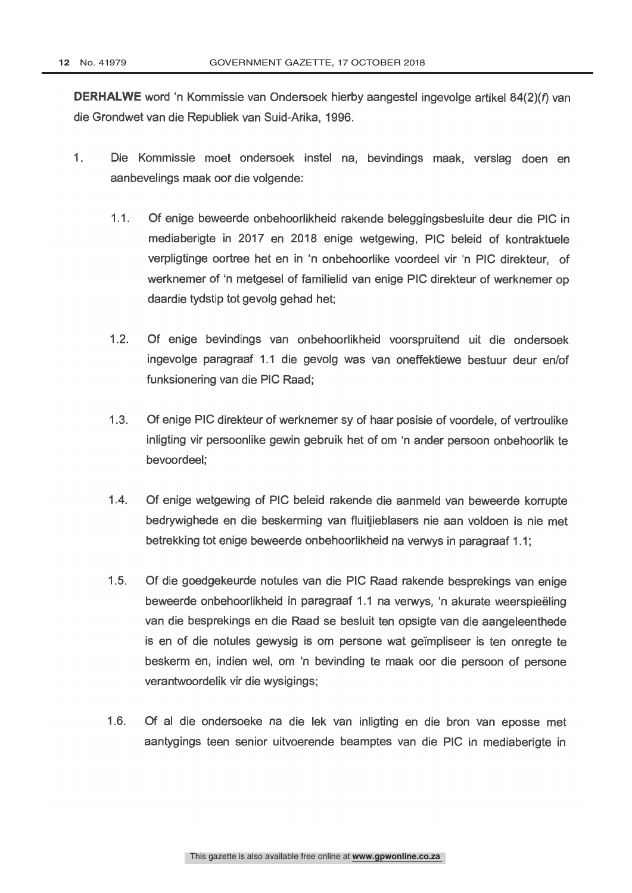**DERHALWE** word 'n Kommissie van Ondersoek hierby aangestel ingevolge artikel 84(2)(*f*) van die Grondwet van die Republiek van Suid-Arika, 1996.

1. Die Kommissie moet ondersoek instel na, bevindings maak, verslag doen en aanbevelings maak oor die volgende:

   1.1. Of enige beweerde onbehoorlikheid rakende beleggingsbesluite deur die PIC in mediaberigte in 2017 en 2018 enige wetgewing, PIC beleid of kontraktuele verpligtinge oortree het en in 'n onbehoorlike voordeel vir 'n PIC direkteur, of werknemer of 'n metgesel of familielid van enige PIC direkteur of werknemer op daardie tydstip tot gevolg gehad het;

   1.2. Of enige bevindings van onbehoorlikheid voorspruitend uit die ondersoek ingevolge paragraaf 1.1 die gevolg was van oneffektiewe bestuur deur en/of funksionering van die PIC Raad;

   1.3. Of enige PIC direkteur of werknemer sy of haar posisie of voordele, of vertroulike inligting vir persoonlike gewin gebruik het of om 'n ander persoon onbehoorlik te bevoordeel;

   1.4. Of enige wetgewing of PIC beleid rakende die aanmeld van beweerde korrupte bedrywighede en die beskerming van fluitjieblasers nie aan voldoen is nie met betrekking tot enige beweerde onbehoorlikheid na verwys in paragraaf 1.1;

   1.5. Of die goedgekeurde notules van die PIC Raad rakende besprekings van enige beweerde onbehoorlikheid in paragraaf 1.1 na verwys, 'n akurate weerspieëling van die besprekings en die Raad se besluit ten opsigte van die aangeleenthede is en of die notules gewysig is om persone wat geïmpliseer is ten onregte te beskerm en, indien wel, om 'n bevinding te maak oor die persoon of persone verantwoordelik vir die wysigings;

   1.6. Of al die ondersoeke na die lek van inligting en die bron van eposse met aantygings teen senior uitvoerende beamptes van die PIC in mediaberigte in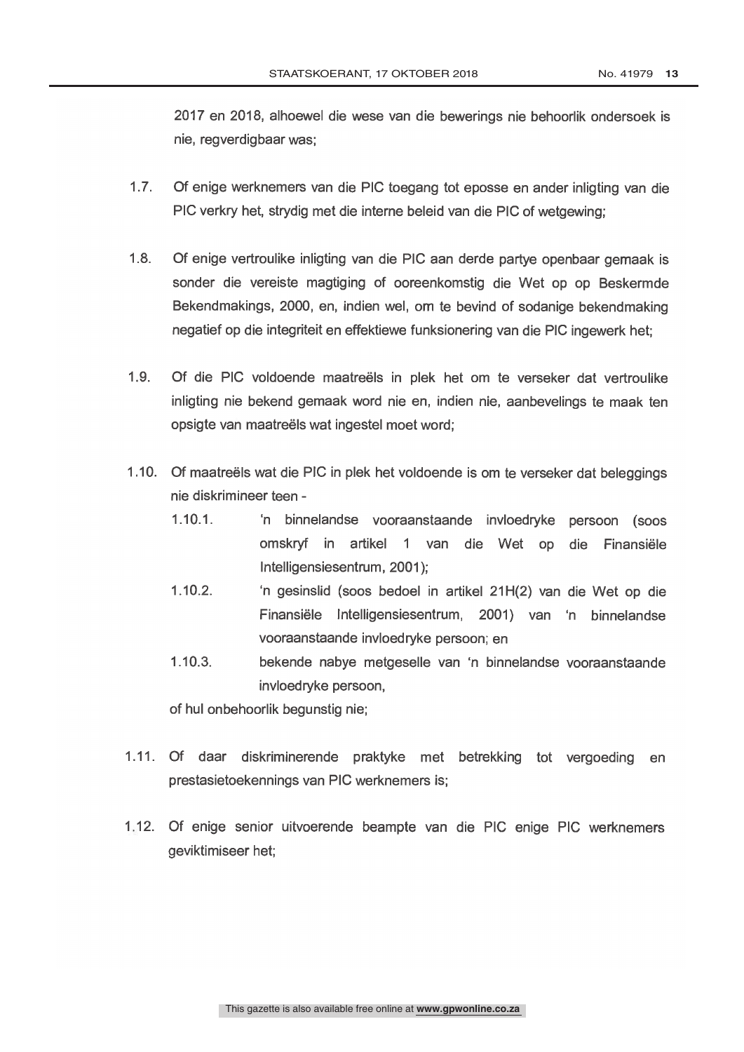2017 en 2018, alhoewel die wese van die bewerings nie behoorlik ondersoek is nie, regverdigbaar was;

1.7. Of enige werknemers van die PIC toegang tot eposse en ander inligting van die PIC verkry het, strydig met die interne beleid van die PIC of wetgewing;

1.8. Of enige vertroulike inligting van die PIC aan derde partye openbaar gemaak is sonder die vereiste magtiging of ooreenkomstig die Wet op op Beskermde Bekendmakings, 2000, en, indien wel, om te bevind of sodanige bekendmaking negatief op die integriteit en effektiewe funksionering van die PIC ingewerk het;

1.9. Of die PIC voldoende maatreëls in plek het om te verseker dat vertroulike inligting nie bekend gemaak word nie en, indien nie, aanbevelings te maak ten opsigte van maatreëls wat ingestel moet word;

1.10. Of maatreëls wat die PIC in plek het voldoende is om te verseker dat beleggings nie diskrimineer teen -

1.10.1. 'n binnelandse vooraanstaande invloedryke persoon (soos omskryf in artikel 1 van die Wet op die Finansiële Intelligensiesentrum, 2001);

1.10.2. 'n gesinslid (soos bedoel in artikel 21H(2) van die Wet op die Finansiële Intelligensiesentrum, 2001) van 'n binnelandse vooraanstaande invloedryke persoon; en

1.10.3. bekende nabye metgeselle van 'n binnelandse vooraanstaande invloedryke persoon,

of hul onbehoorlik begunstig nie;

1.11. Of daar diskriminerende praktyke met betrekking tot vergoeding en prestasietoekennings van PIC werknemers is;

1.12. Of enige senior uitvoerende beampte van die PIC enige PIC werknemers geviktimiseer het;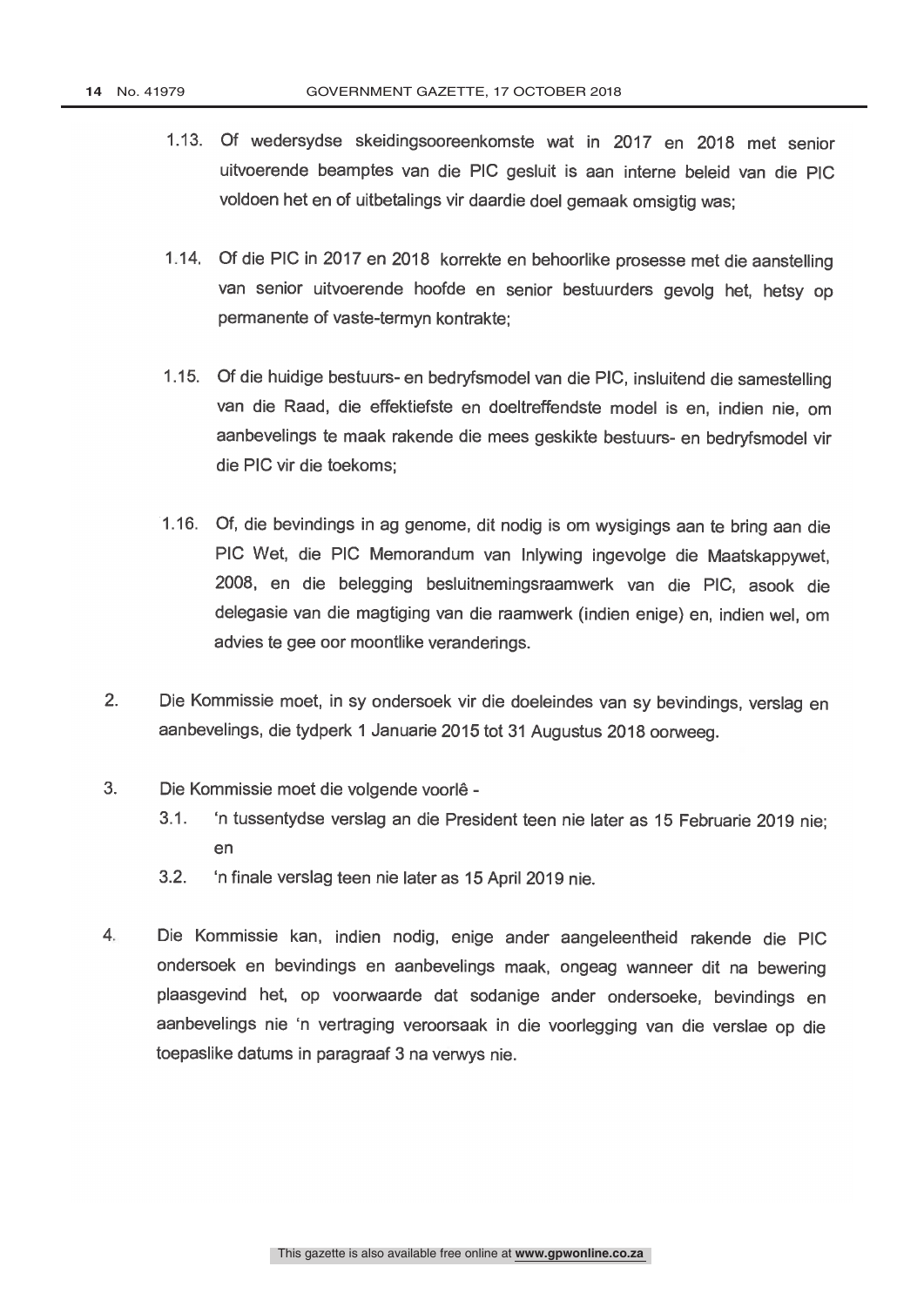1.13. Of wedersydse skeidingsooreenkomste wat in 2017 en 2018 met senior uitvoerende beamptes van die PIC gesluit is aan interne beleid van die PIC voldoen het en of uitbetalings vir daardie doel gemaak omsigtig was;

1.14. Of die PIC in 2017 en 2018 korrekte en behoorlike prosesse met die aanstelling van senior uitvoerende hoofde en senior bestuurders gevolg het, hetsy op permanente of vaste-termyn kontrakte;

1.15. Of die huidige bestuurs- en bedryfsmodel van die PIC, insluitend die samestelling van die Raad, die effektiefste en doeltreffendste model is en, indien nie, om aanbevelings te maak rakende die mees geskikte bestuurs- en bedryfsmodel vir die PIC vir die toekoms;

1.16. Of, die bevindings in ag genome, dit nodig is om wysigings aan te bring aan die PIC Wet, die PIC Memorandum van Inlywing ingevolge die Maatskappywet, 2008, en die belegging besluitnemingsraamwerk van die PIC, asook die delegasie van die magtiging van die raamwerk (indien enige) en, indien wel, om advies te gee oor moontlike veranderings.

2. Die Kommissie moet, in sy ondersoek vir die doeleindes van sy bevindings, verslag en aanbevelings, die tydperk 1 Januarie 2015 tot 31 Augustus 2018 oorweeg.

3. Die Kommissie moet die volgende voorlê -
   3.1. 'n tussentydse verslag an die President teen nie later as 15 Februarie 2019 nie; en
   3.2. 'n finale verslag teen nie later as 15 April 2019 nie.

4. Die Kommissie kan, indien nodig, enige ander aangeleentheid rakende die PIC ondersoek en bevindings en aanbevelings maak, ongeag wanneer dit na bewering plaasgevind het, op voorwaarde dat sodanige ander ondersoeke, bevindings en aanbevelings nie 'n vertraging veroorsaak in die voorlegging van die verslae op die toepaslike datums in paragraaf 3 na verwys nie.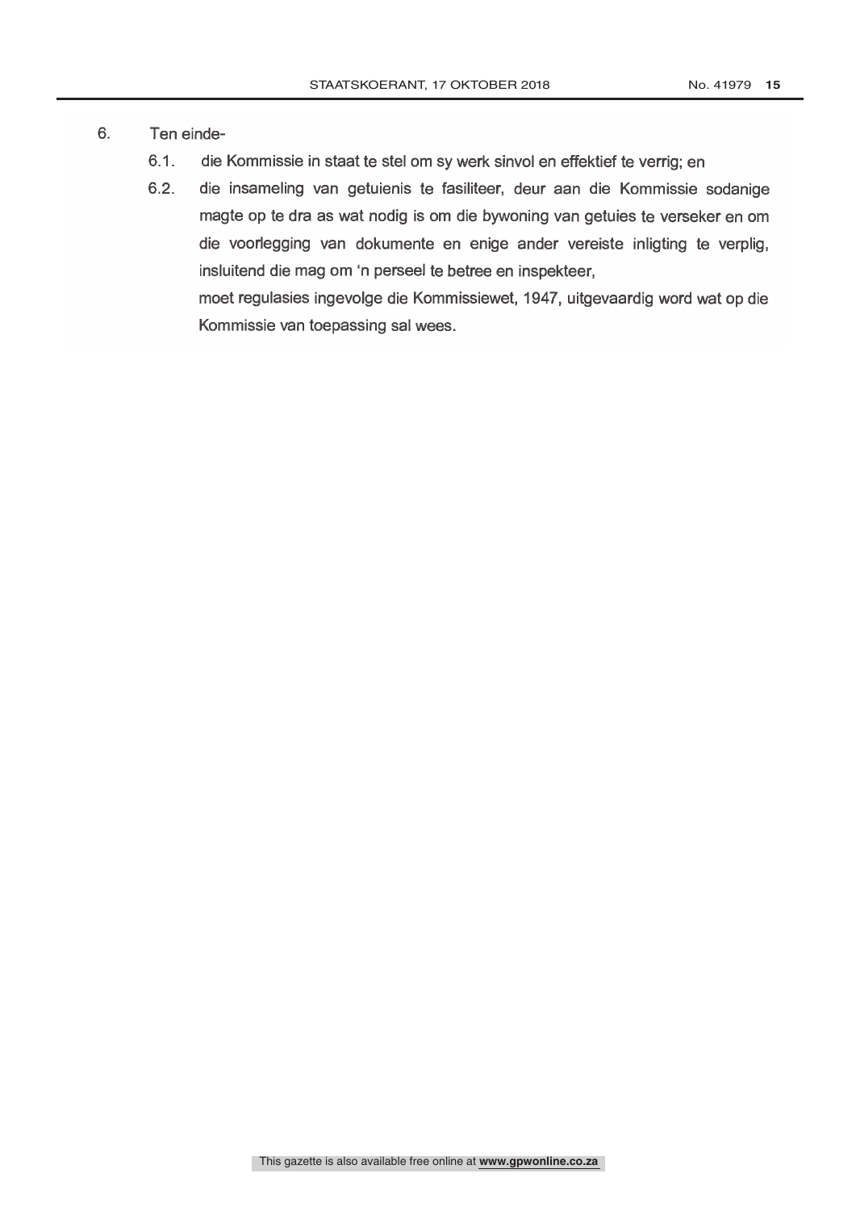6. Ten einde-

   6.1. die Kommissie in staat te stel om sy werk sinvol en effektief te verrig; en

   6.2. die insameling van getuienis te fasiliteer, deur aan die Kommissie sodanige magte op te dra as wat nodig is om die bywoning van getuies te verseker en om die voorlegging van dokumente en enige ander vereiste inligting te verplig, insluitend die mag om 'n perseel te betree en inspekteer,

   moet regulasies ingevolge die Kommissiewet, 1947, uitgevaardig word wat op die Kommissie van toepassing sal wees.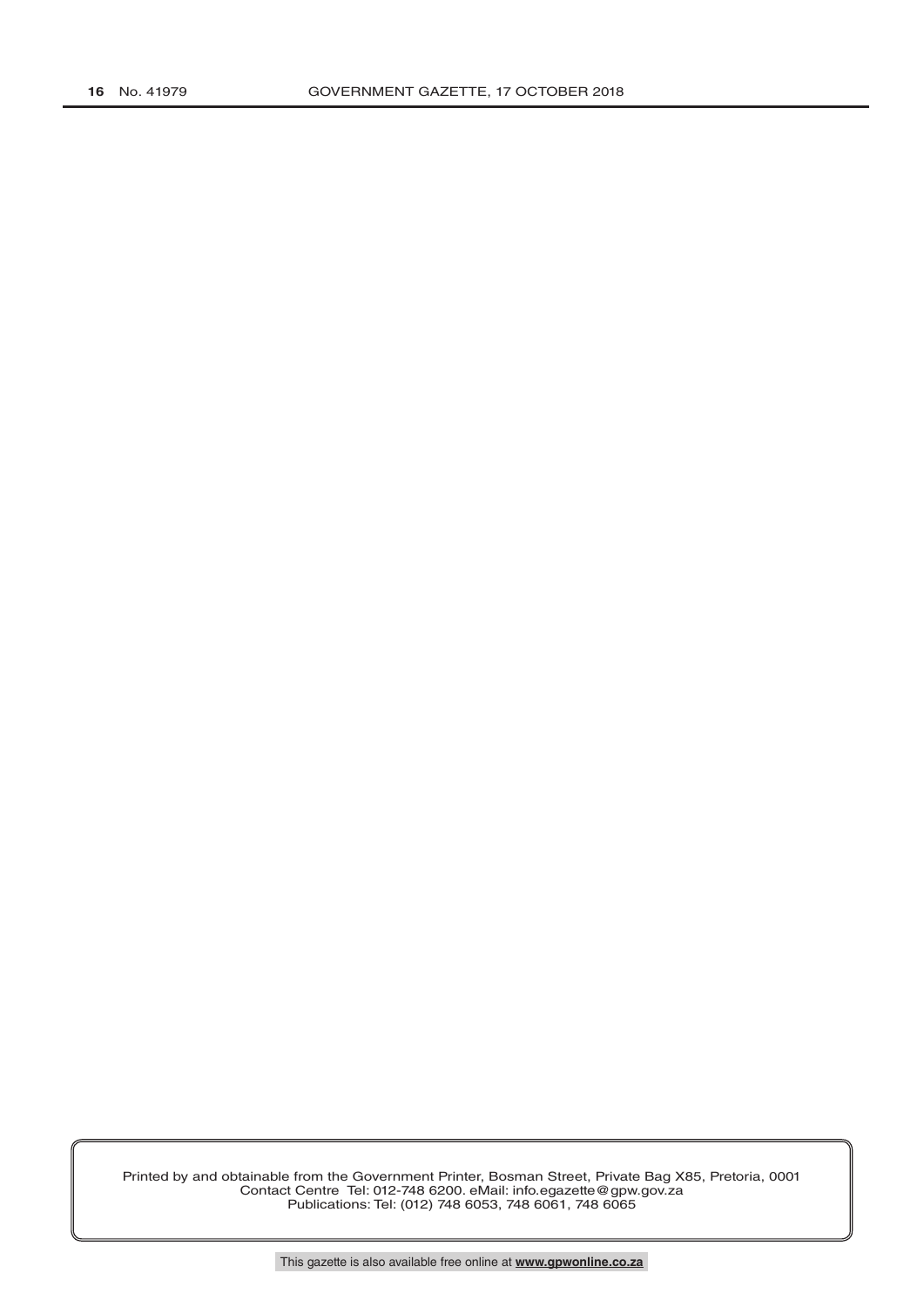Printed by and obtainable from the Government Printer, Bosman Street, Private Bag X85, Pretoria, 0001
Contact Centre Tel: 012-748 6200. eMail: info.egazette@gpw.gov.za
Publications: Tel: (012) 748 6053, 748 6061, 748 6065

This gazette is also available free online at **www.gpwonline.co.za**